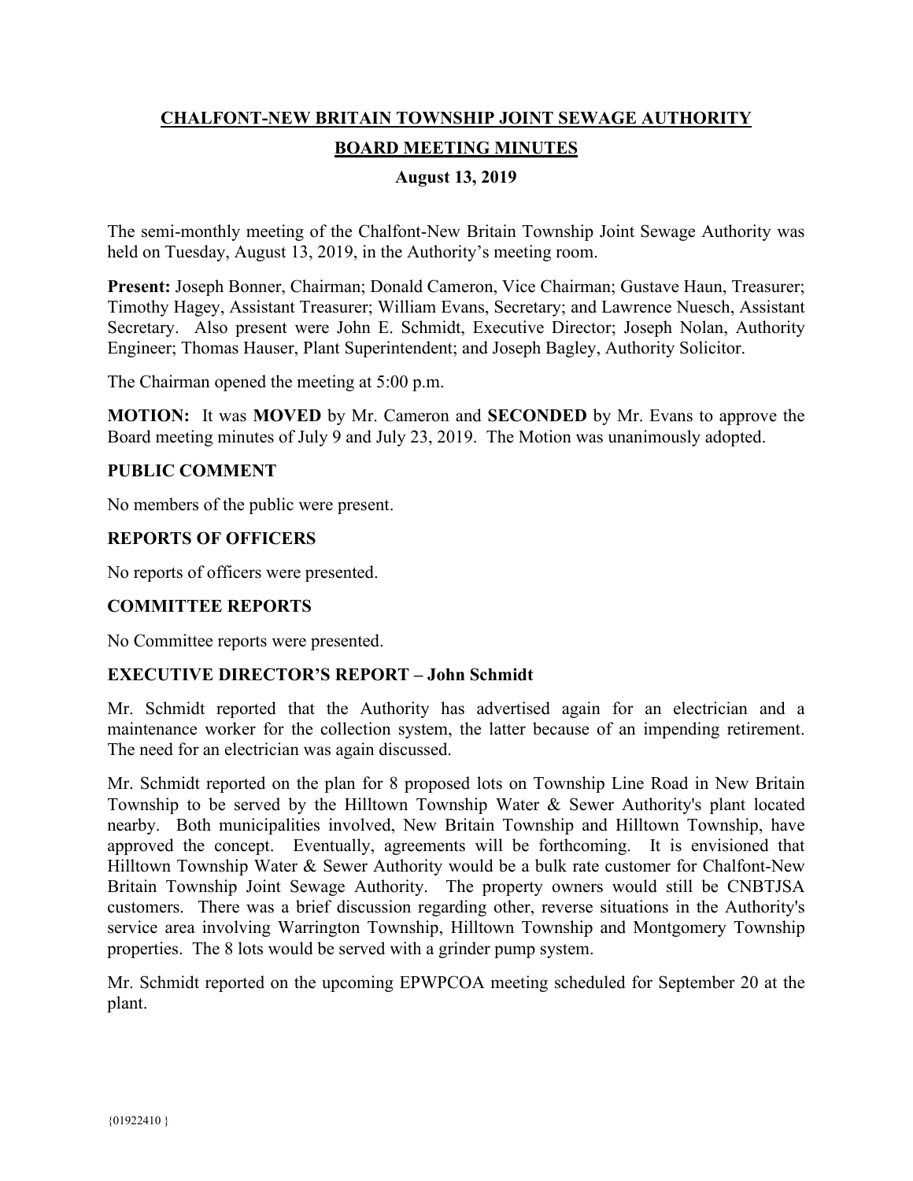# CHALFONT-NEW BRITAIN TOWNSHIP JOINT SEWAGE AUTHORITY

## BOARD MEETING MINUTES

### August 13, 2019

The semi-monthly meeting of the Chalfont-New Britain Township Joint Sewage Authority was held on Tuesday, August 13, 2019, in the Authority's meeting room.

**Present:** Joseph Bonner, Chairman; Donald Cameron, Vice Chairman; Gustave Haun, Treasurer; Timothy Hagey, Assistant Treasurer; William Evans, Secretary; and Lawrence Nuesch, Assistant Secretary. Also present were John E. Schmidt, Executive Director; Joseph Nolan, Authority Engineer; Thomas Hauser, Plant Superintendent; and Joseph Bagley, Authority Solicitor.

The Chairman opened the meeting at 5:00 p.m.

**MOTION:** It was **MOVED** by Mr. Cameron and **SECONDED** by Mr. Evans to approve the Board meeting minutes of July 9 and July 23, 2019. The Motion was unanimously adopted.

**PUBLIC COMMENT**

No members of the public were present.

**REPORTS OF OFFICERS**

No reports of officers were presented.

**COMMITTEE REPORTS**

No Committee reports were presented.

**EXECUTIVE DIRECTOR'S REPORT – John Schmidt**

Mr. Schmidt reported that the Authority has advertised again for an electrician and a maintenance worker for the collection system, the latter because of an impending retirement. The need for an electrician was again discussed.

Mr. Schmidt reported on the plan for 8 proposed lots on Township Line Road in New Britain Township to be served by the Hilltown Township Water & Sewer Authority's plant located nearby. Both municipalities involved, New Britain Township and Hilltown Township, have approved the concept. Eventually, agreements will be forthcoming. It is envisioned that Hilltown Township Water & Sewer Authority would be a bulk rate customer for Chalfont-New Britain Township Joint Sewage Authority. The property owners would still be CNBTJSA customers. There was a brief discussion regarding other, reverse situations in the Authority's service area involving Warrington Township, Hilltown Township and Montgomery Township properties. The 8 lots would be served with a grinder pump system.

Mr. Schmidt reported on the upcoming EPWPCOA meeting scheduled for September 20 at the plant.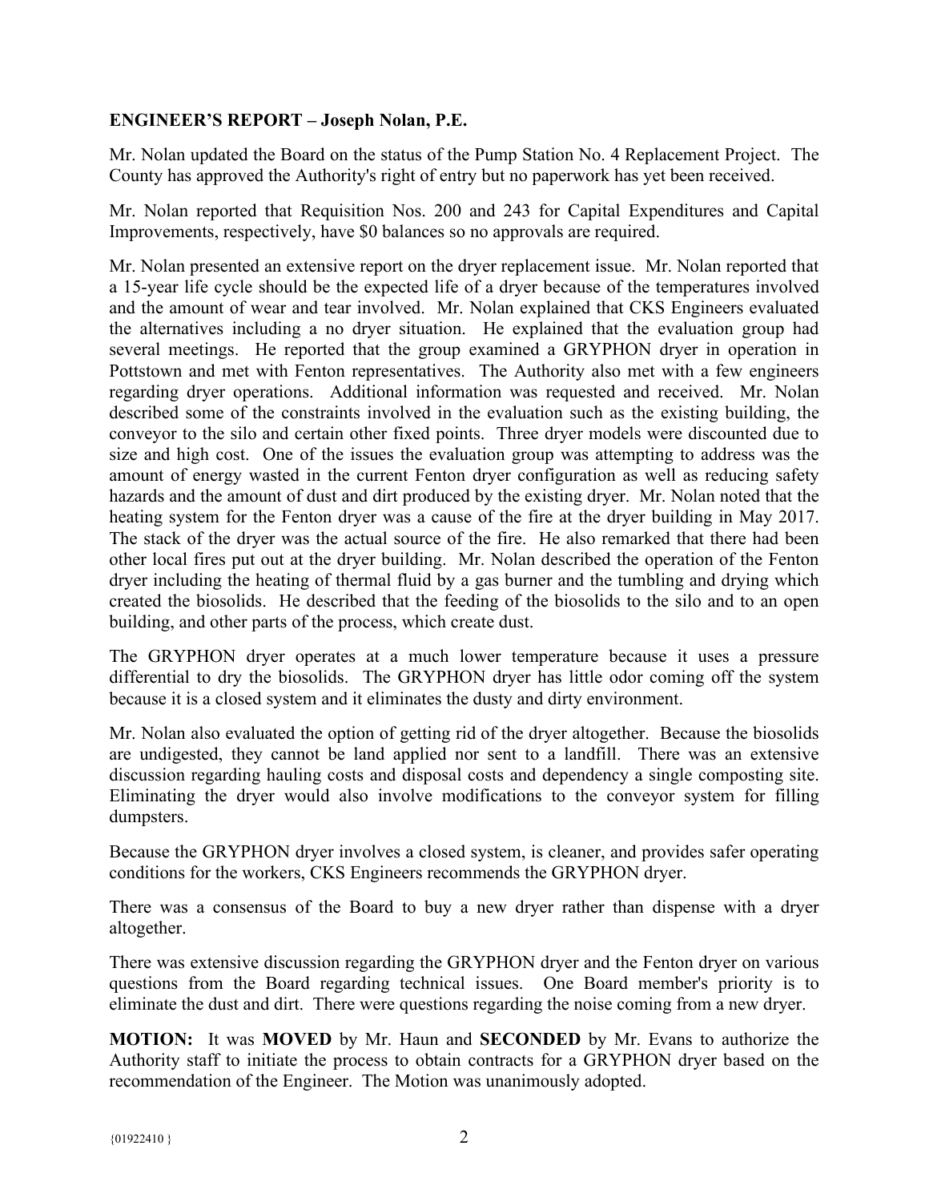**ENGINEER'S REPORT – Joseph Nolan, P.E.**

Mr. Nolan updated the Board on the status of the Pump Station No. 4 Replacement Project. The County has approved the Authority's right of entry but no paperwork has yet been received.

Mr. Nolan reported that Requisition Nos. 200 and 243 for Capital Expenditures and Capital Improvements, respectively, have $0 balances so no approvals are required.

Mr. Nolan presented an extensive report on the dryer replacement issue. Mr. Nolan reported that a 15-year life cycle should be the expected life of a dryer because of the temperatures involved and the amount of wear and tear involved. Mr. Nolan explained that CKS Engineers evaluated the alternatives including a no dryer situation. He explained that the evaluation group had several meetings. He reported that the group examined a GRYPHON dryer in operation in Pottstown and met with Fenton representatives. The Authority also met with a few engineers regarding dryer operations. Additional information was requested and received. Mr. Nolan described some of the constraints involved in the evaluation such as the existing building, the conveyor to the silo and certain other fixed points. Three dryer models were discounted due to size and high cost. One of the issues the evaluation group was attempting to address was the amount of energy wasted in the current Fenton dryer configuration as well as reducing safety hazards and the amount of dust and dirt produced by the existing dryer. Mr. Nolan noted that the heating system for the Fenton dryer was a cause of the fire at the dryer building in May 2017. The stack of the dryer was the actual source of the fire. He also remarked that there had been other local fires put out at the dryer building. Mr. Nolan described the operation of the Fenton dryer including the heating of thermal fluid by a gas burner and the tumbling and drying which created the biosolids. He described that the feeding of the biosolids to the silo and to an open building, and other parts of the process, which create dust.

The GRYPHON dryer operates at a much lower temperature because it uses a pressure differential to dry the biosolids. The GRYPHON dryer has little odor coming off the system because it is a closed system and it eliminates the dusty and dirty environment.

Mr. Nolan also evaluated the option of getting rid of the dryer altogether. Because the biosolids are undigested, they cannot be land applied nor sent to a landfill. There was an extensive discussion regarding hauling costs and disposal costs and dependency a single composting site. Eliminating the dryer would also involve modifications to the conveyor system for filling dumpsters.

Because the GRYPHON dryer involves a closed system, is cleaner, and provides safer operating conditions for the workers, CKS Engineers recommends the GRYPHON dryer.

There was a consensus of the Board to buy a new dryer rather than dispense with a dryer altogether.

There was extensive discussion regarding the GRYPHON dryer and the Fenton dryer on various questions from the Board regarding technical issues. One Board member's priority is to eliminate the dust and dirt. There were questions regarding the noise coming from a new dryer.

**MOTION:** It was **MOVED** by Mr. Haun and **SECONDED** by Mr. Evans to authorize the Authority staff to initiate the process to obtain contracts for a GRYPHON dryer based on the recommendation of the Engineer. The Motion was unanimously adopted.

{01922410 }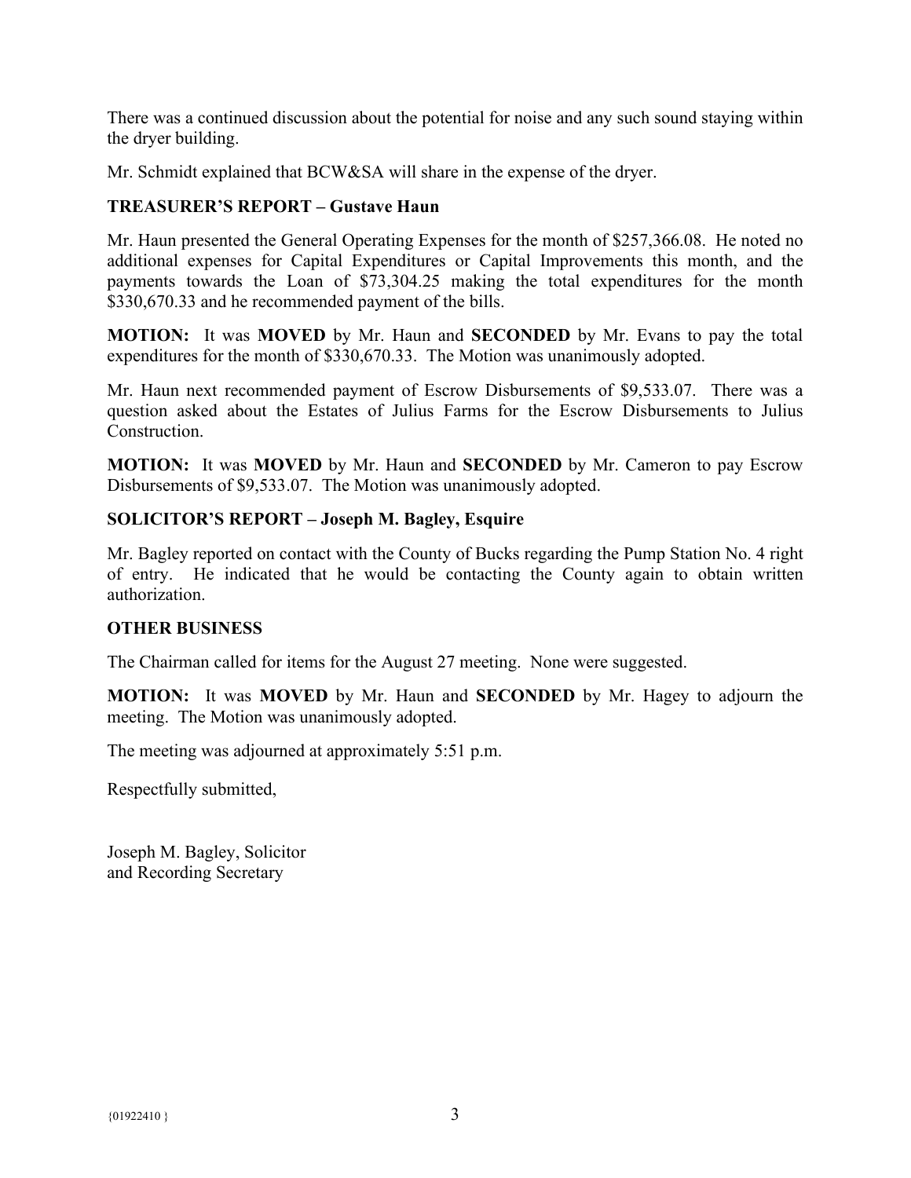There was a continued discussion about the potential for noise and any such sound staying within the dryer building.

Mr. Schmidt explained that BCW&SA will share in the expense of the dryer.

**TREASURER'S REPORT – Gustave Haun**

Mr. Haun presented the General Operating Expenses for the month of $257,366.08. He noted no additional expenses for Capital Expenditures or Capital Improvements this month, and the payments towards the Loan of $73,304.25 making the total expenditures for the month $330,670.33 and he recommended payment of the bills.

**MOTION:** It was **MOVED** by Mr. Haun and **SECONDED** by Mr. Evans to pay the total expenditures for the month of $330,670.33. The Motion was unanimously adopted.

Mr. Haun next recommended payment of Escrow Disbursements of $9,533.07. There was a question asked about the Estates of Julius Farms for the Escrow Disbursements to Julius Construction.

**MOTION:** It was **MOVED** by Mr. Haun and **SECONDED** by Mr. Cameron to pay Escrow Disbursements of $9,533.07. The Motion was unanimously adopted.

**SOLICITOR'S REPORT – Joseph M. Bagley, Esquire**

Mr. Bagley reported on contact with the County of Bucks regarding the Pump Station No. 4 right of entry. He indicated that he would be contacting the County again to obtain written authorization.

**OTHER BUSINESS**

The Chairman called for items for the August 27 meeting. None were suggested.

**MOTION:** It was **MOVED** by Mr. Haun and **SECONDED** by Mr. Hagey to adjourn the meeting. The Motion was unanimously adopted.

The meeting was adjourned at approximately 5:51 p.m.

Respectfully submitted,

Joseph M. Bagley, Solicitor
and Recording Secretary

{01922410 }